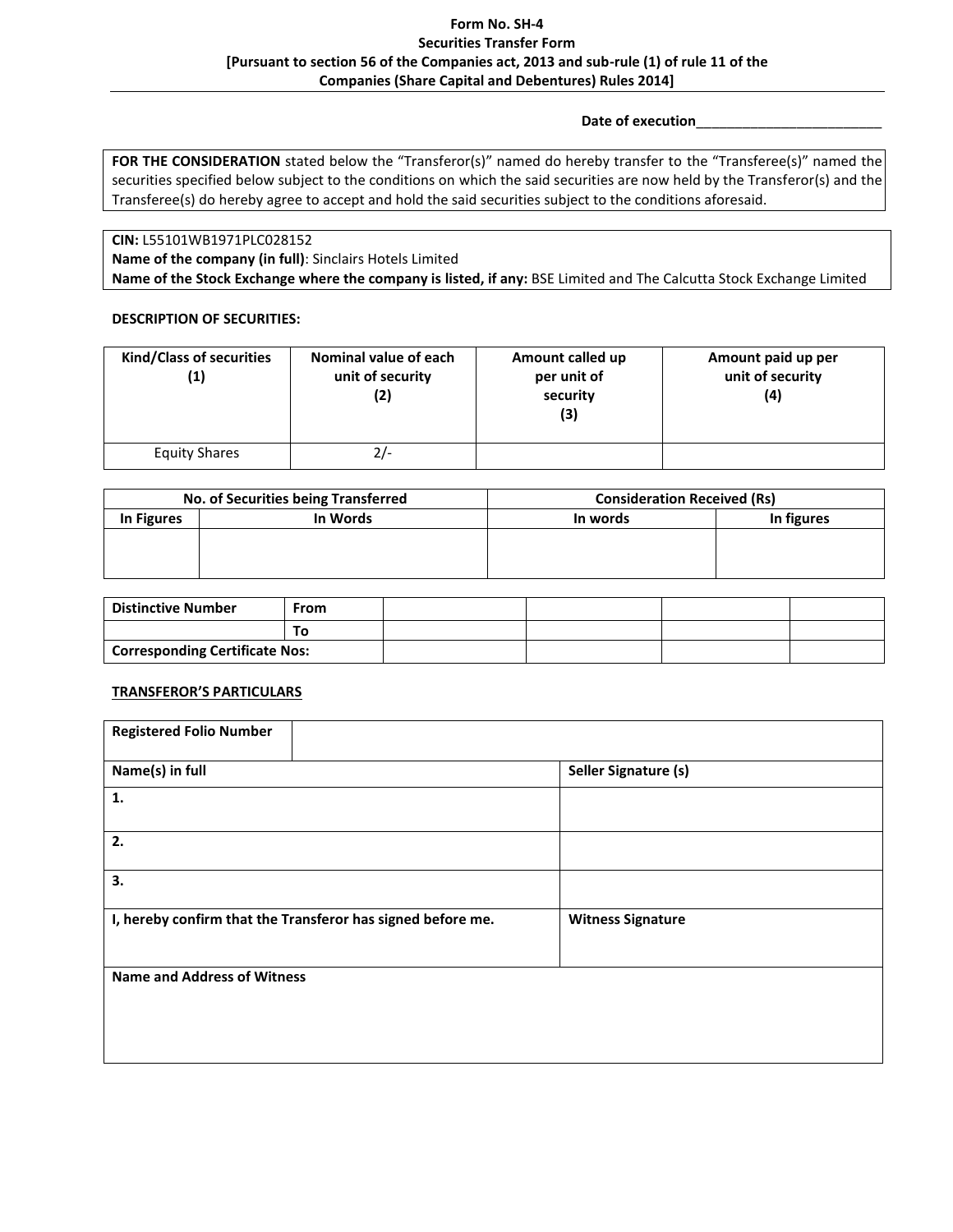# Form No. SH-4
## Securities Transfer Form
**[Pursuant to section 56 of the Companies act, 2013 and sub-rule (1) of rule 11 of the Companies (Share Capital and Debentures) Rules 2014]**

**Date of execution**________________________

**FOR THE CONSIDERATION** stated below the "Transferor(s)" named do hereby transfer to the "Transferee(s)" named the securities specified below subject to the conditions on which the said securities are now held by the Transferor(s) and the Transferee(s) do hereby agree to accept and hold the said securities subject to the conditions aforesaid.

**CIN:** L55101WB1971PLC028152
**Name of the company (in full)**: Sinclairs Hotels Limited
**Name of the Stock Exchange where the company is listed, if any:** BSE Limited and The Calcutta Stock Exchange Limited

**DESCRIPTION OF SECURITIES:**

| Kind/Class of securities (1) | Nominal value of each unit of security (2) | Amount called up per unit of security (3) | Amount paid up per unit of security (4) |
|---|---|---|---|
| Equity Shares | 2/- | | |

| No. of Securities being Transferred | | Consideration Received (Rs) | |
|---|---|---|---|
| In Figures | In Words | In words | In figures |
| | | | |

| Distinctive Number | From | | | | |
|---|---|---|---|---|---|
| | To | | | | |
| Corresponding Certificate Nos: | | | | | |

**TRANSFEROR'S PARTICULARS**

| Registered Folio Number | |
|---|---|
| **Name(s) in full** | **Seller Signature (s)** |
| 1. | |
| 2. | |
| 3. | |
| **I, hereby confirm that the Transferor has signed before me.** | **Witness Signature** |
| **Name and Address of Witness** | |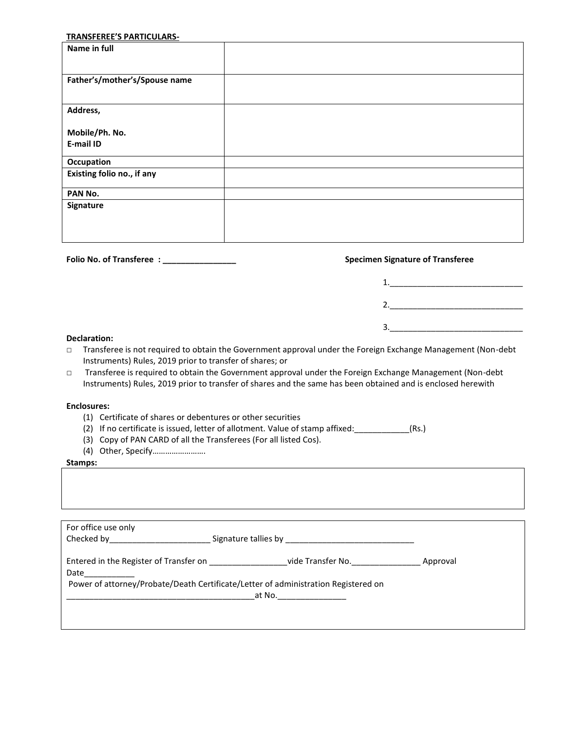**TRANSFEREE'S PARTICULARS-**

| | |
|---|---|
| **Name in full** | |
| **Father's/mother's/Spouse name** | |
| **Address,**<br><br>**Mobile/Ph. No.**<br>**E-mail ID** | |
| **Occupation** | |
| **Existing folio no., if any** | |
| **PAN No.** | |
| **Signature** | |

**Folio No. of Transferee : ________________**

**Specimen Signature of Transferee**

1.______________________________

2.______________________________

3.______________________________

**Declaration:**

- ☐ Transferee is not required to obtain the Government approval under the Foreign Exchange Management (Non-debt Instruments) Rules, 2019 prior to transfer of shares; or
- ☐ Transferee is required to obtain the Government approval under the Foreign Exchange Management (Non-debt Instruments) Rules, 2019 prior to transfer of shares and the same has been obtained and is enclosed herewith

**Enclosures:**

(1) Certificate of shares or debentures or other securities
(2) If no certificate is issued, letter of allotment. Value of stamp affixed:____________(Rs.)
(3) Copy of PAN CARD of all the Transferees (For all listed Cos).
(4) Other, Specify…………………….

**Stamps:**

| |
|---|
| |

For office use only

Checked by______________________ Signature tallies by ____________________________

Entered in the Register of Transfer on _________________vide Transfer No._______________ Approval Date___________

Power of attorney/Probate/Death Certificate/Letter of administration Registered on __________________________________________at No._______________